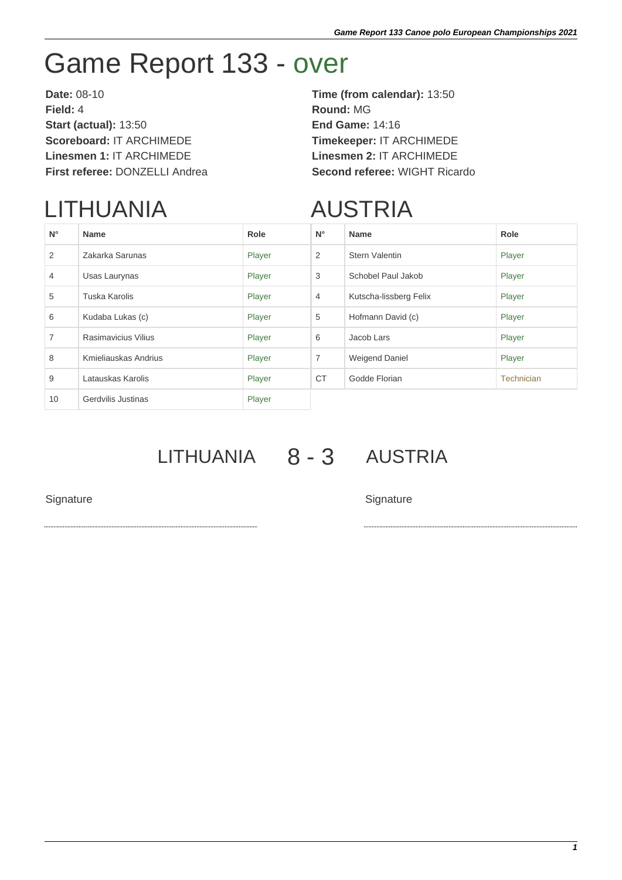# Game Report 133 - over

**Date:** 08-10
**Field:** 4
**Start (actual):** 13:50
**Scoreboard:** IT ARCHIMEDE
**Linesmen 1:** IT ARCHIMEDE
**First referee:** DONZELLI Andrea

**Time (from calendar):** 13:50
**Round:** MG
**End Game:** 14:16
**Timekeeper:** IT ARCHIMEDE
**Linesmen 2:** IT ARCHIMEDE
**Second referee:** WIGHT Ricardo

## LITHUANIA

| N° | Name | Role |
|---|---|---|
| 2 | Zakarka Sarunas | Player |
| 4 | Usas Laurynas | Player |
| 5 | Tuska Karolis | Player |
| 6 | Kudaba Lukas (c) | Player |
| 7 | Rasimavicius Vilius | Player |
| 8 | Kmieliauskas Andrius | Player |
| 9 | Latauskas Karolis | Player |
| 10 | Gerdvilis Justinas | Player |

## AUSTRIA

| N° | Name | Role |
|---|---|---|
| 2 | Stern Valentin | Player |
| 3 | Schobel Paul Jakob | Player |
| 4 | Kutscha-lissberg Felix | Player |
| 5 | Hofmann David (c) | Player |
| 6 | Jacob Lars | Player |
| 7 | Weigend Daniel | Player |
| CT | Godde Florian | Technician |

LITHUANIA 8 - 3 AUSTRIA

Signature

Signature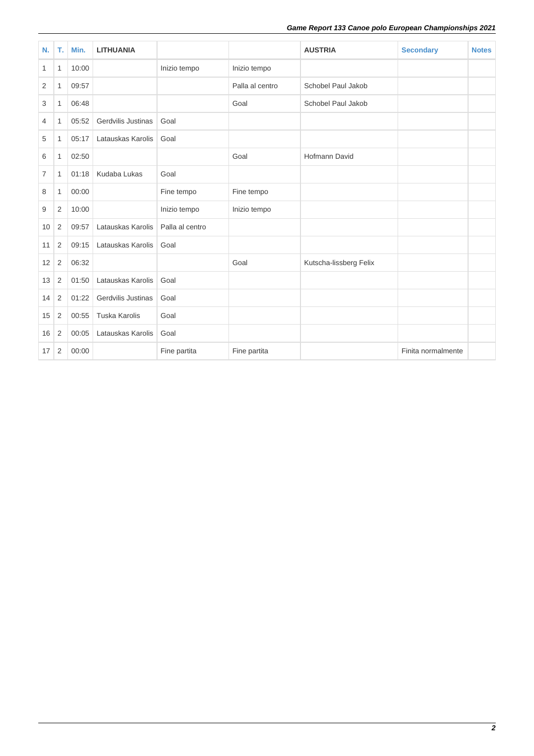| N. | T. | Min. | LITHUANIA | | | AUSTRIA | Secondary | Notes |
|---|---|---|---|---|---|---|---|---|
| 1 | 1 | 10:00 | | Inizio tempo | Inizio tempo | | | |
| 2 | 1 | 09:57 | | | Palla al centro | Schobel Paul Jakob | | |
| 3 | 1 | 06:48 | | | Goal | Schobel Paul Jakob | | |
| 4 | 1 | 05:52 | Gerdvilis Justinas | Goal | | | | |
| 5 | 1 | 05:17 | Latauskas Karolis | Goal | | | | |
| 6 | 1 | 02:50 | | | Goal | Hofmann David | | |
| 7 | 1 | 01:18 | Kudaba Lukas | Goal | | | | |
| 8 | 1 | 00:00 | | Fine tempo | Fine tempo | | | |
| 9 | 2 | 10:00 | | Inizio tempo | Inizio tempo | | | |
| 10 | 2 | 09:57 | Latauskas Karolis | Palla al centro | | | | |
| 11 | 2 | 09:15 | Latauskas Karolis | Goal | | | | |
| 12 | 2 | 06:32 | | | Goal | Kutscha-lissberg Felix | | |
| 13 | 2 | 01:50 | Latauskas Karolis | Goal | | | | |
| 14 | 2 | 01:22 | Gerdvilis Justinas | Goal | | | | |
| 15 | 2 | 00:55 | Tuska Karolis | Goal | | | | |
| 16 | 2 | 00:05 | Latauskas Karolis | Goal | | | | |
| 17 | 2 | 00:00 | | Fine partita | Fine partita | | Finita normalmente | |